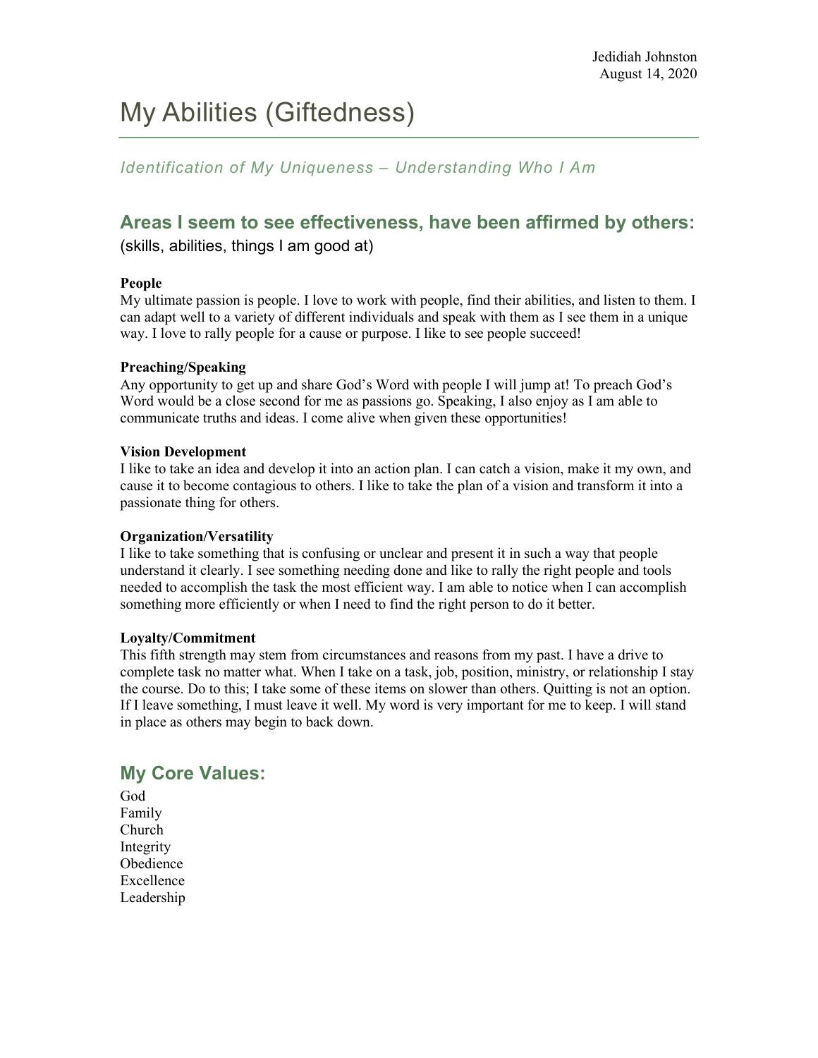Jedidiah Johnston
August 14, 2020

# My Abilities (Giftedness)

*Identification of My Uniqueness – Understanding Who I Am*

## Areas I seem to see effectiveness, have been affirmed by others:

(skills, abilities, things I am good at)

**People**
My ultimate passion is people. I love to work with people, find their abilities, and listen to them. I can adapt well to a variety of different individuals and speak with them as I see them in a unique way. I love to rally people for a cause or purpose. I like to see people succeed!

**Preaching/Speaking**
Any opportunity to get up and share God's Word with people I will jump at! To preach God's Word would be a close second for me as passions go. Speaking, I also enjoy as I am able to communicate truths and ideas. I come alive when given these opportunities!

**Vision Development**
I like to take an idea and develop it into an action plan. I can catch a vision, make it my own, and cause it to become contagious to others. I like to take the plan of a vision and transform it into a passionate thing for others.

**Organization/Versatility**
I like to take something that is confusing or unclear and present it in such a way that people understand it clearly. I see something needing done and like to rally the right people and tools needed to accomplish the task the most efficient way. I am able to notice when I can accomplish something more efficiently or when I need to find the right person to do it better.

**Loyalty/Commitment**
This fifth strength may stem from circumstances and reasons from my past. I have a drive to complete task no matter what. When I take on a task, job, position, ministry, or relationship I stay the course. Do to this; I take some of these items on slower than others. Quitting is not an option. If I leave something, I must leave it well. My word is very important for me to keep. I will stand in place as others may begin to back down.

## My Core Values:

God
Family
Church
Integrity
Obedience
Excellence
Leadership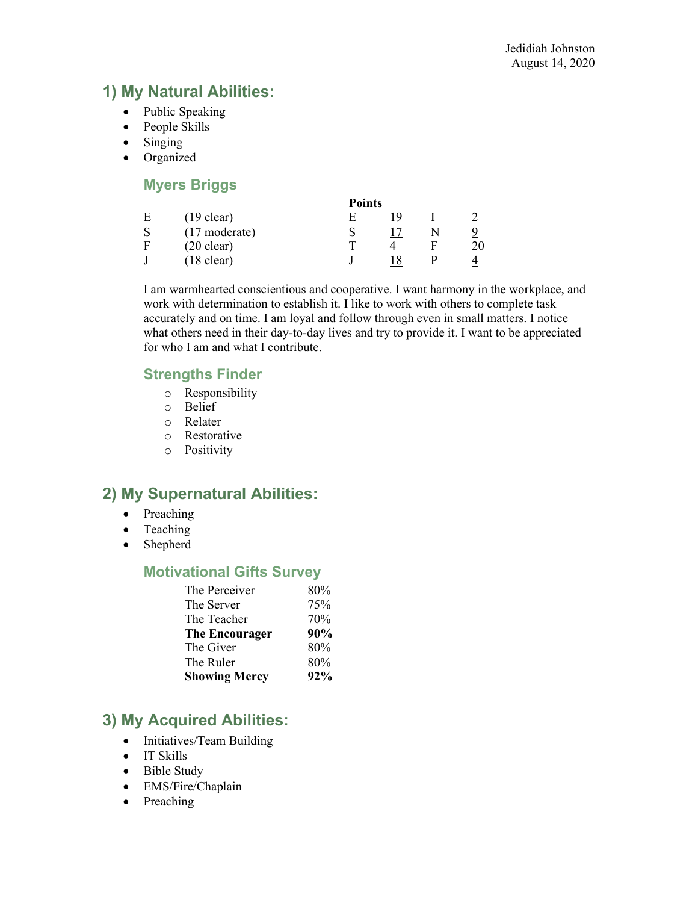Jedidiah Johnston
August 14, 2020

## 1) My Natural Abilities:

- Public Speaking
- People Skills
- Singing
- Organized

### Myers Briggs

| | | | Points | | | |
|---|---|---|---|---|---|---|
| E | (19 clear) | E | 19 | I | 2 |
| S | (17 moderate) | S | 17 | N | 9 |
| F | (20 clear) | T | 4 | F | 20 |
| J | (18 clear) | J | 18 | P | 4 |

I am warmhearted conscientious and cooperative. I want harmony in the workplace, and work with determination to establish it. I like to work with others to complete task accurately and on time. I am loyal and follow through even in small matters. I notice what others need in their day-to-day lives and try to provide it. I want to be appreciated for who I am and what I contribute.

### Strengths Finder

- Responsibility
- Belief
- Relater
- Restorative
- Positivity

## 2) My Supernatural Abilities:

- Preaching
- Teaching
- Shepherd

### Motivational Gifts Survey

| | |
|---|---|
| The Perceiver | 80% |
| The Server | 75% |
| The Teacher | 70% |
| **The Encourager** | **90%** |
| The Giver | 80% |
| The Ruler | 80% |
| **Showing Mercy** | **92%** |

## 3) My Acquired Abilities:

- Initiatives/Team Building
- IT Skills
- Bible Study
- EMS/Fire/Chaplain
- Preaching